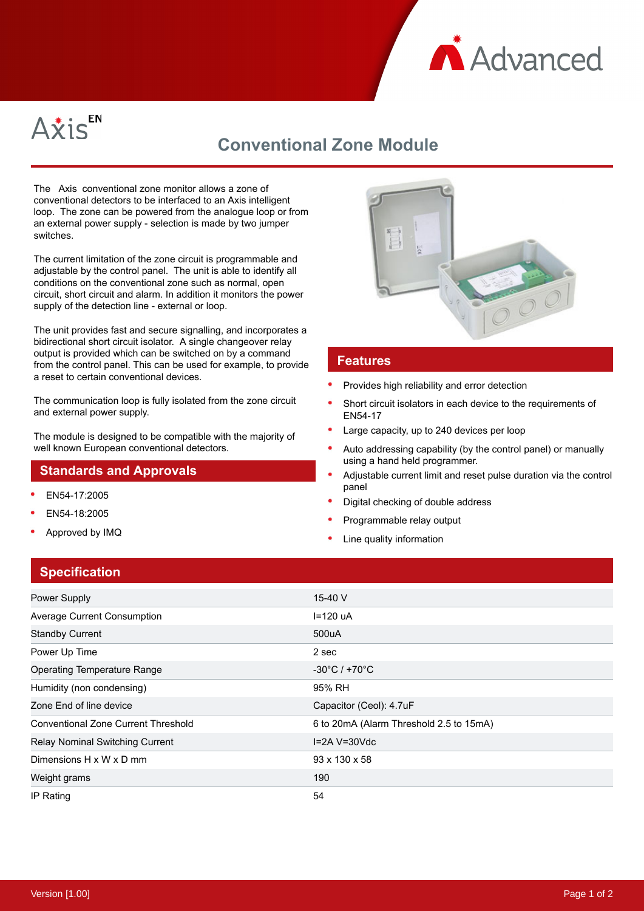Axis EN

# Conventional Zone Module

The Axis conventional zone monitor allows a zone of conventional detectors to be interfaced to an Axis intelligent loop. The zone can be powered from the analogue loop or from an external power supply - selection is made by two jumper switches.

The current limitation of the zone circuit is programmable and adjustable by the control panel. The unit is able to identify all conditions on the conventional zone such as normal, open circuit, short circuit and alarm. In addition it monitors the power supply of the detection line - external or loop.

The unit provides fast and secure signalling, and incorporates a bidirectional short circuit isolator. A single changeover relay output is provided which can be switched on by a command from the control panel. This can be used for example, to provide a reset to certain conventional devices.

The communication loop is fully isolated from the zone circuit and external power supply.

The module is designed to be compatible with the majority of well known European conventional detectors.

## Standards and Approvals

- EN54-17:2005
- EN54-18:2005
- Approved by IMQ

## Features

- Provides high reliability and error detection
- Short circuit isolators in each device to the requirements of EN54-17
- Large capacity, up to 240 devices per loop
- Auto addressing capability (by the control panel) or manually using a hand held programmer.
- Adjustable current limit and reset pulse duration via the control panel
- Digital checking of double address
- Programmable relay output
- Line quality information

## Specification

| | |
|---|---|
| Power Supply | 15-40 V |
| Average Current Consumption | I=120 uA |
| Standby Current | 500uA |
| Power Up Time | 2 sec |
| Operating Temperature Range | -30°C / +70°C |
| Humidity (non condensing) | 95% RH |
| Zone End of line device | Capacitor (Ceol): 4.7uF |
| Conventional Zone Current Threshold | 6 to 20mA (Alarm Threshold 2.5 to 15mA) |
| Relay Nominal Switching Current | I=2A V=30Vdc |
| Dimensions H x W x D mm | 93 x 130 x 58 |
| Weight grams | 190 |
| IP Rating | 54 |

Version [1.00]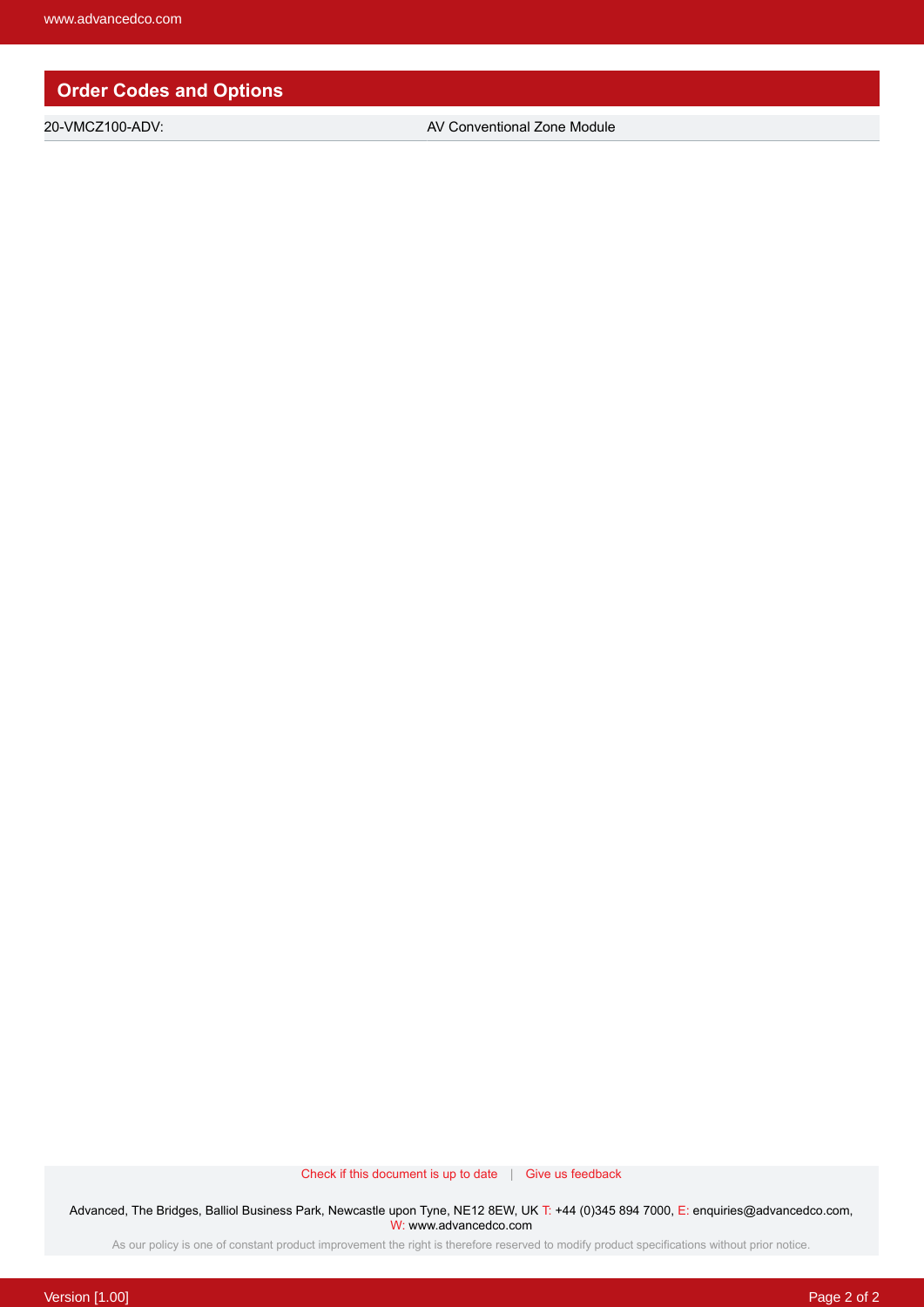## Order Codes and Options

| | |
|---|---|
| 20-VMCZ100-ADV: | AV Conventional Zone Module |

Check if this document is up to date | Give us feedback

Advanced, The Bridges, Balliol Business Park, Newcastle upon Tyne, NE12 8EW, UK T: +44 (0)345 894 7000, E: enquiries@advancedco.com, W: www.advancedco.com

As our policy is one of constant product improvement the right is therefore reserved to modify product specifications without prior notice.

Version [1.00]